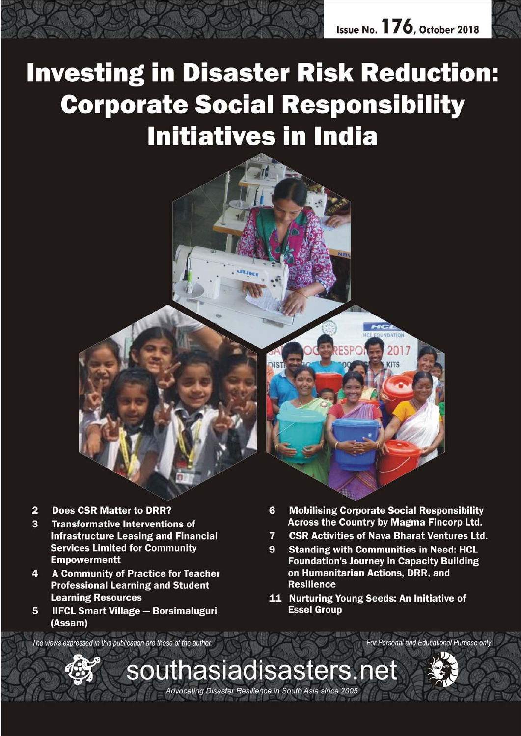Issue No. 176, October 2018

# Investing in Disaster Risk Reduction: Corporate Social Responsibility Initiatives in India

- 2 **Does CSR Matter to DRR?**
- 3 **Transformative Interventions of Infrastructure Leasing and Financial Services Limited for Community Empowermentt**
- 4 **A Community of Practice for Teacher Professional Learning and Student Learning Resources**
- 5 **IIFCL Smart Village — Borsimaluguri (Assam)**
- 6 **Mobilising Corporate Social Responsibility Across the Country by Magma Fincorp Ltd.**
- 7 **CSR Activities of Nava Bharat Ventures Ltd.**
- 9 **Standing with Communities in Need: HCL Foundation's Journey in Capacity Building on Humanitarian Actions, DRR, and Resilience**
- 11 **Nurturing Young Seeds: An Initiative of Essel Group**

*The views expressed in this publication are those of the author.*

*For Personal and Educational Purpose only*

southasiadisasters.net

*Advocating Disaster Resilience in South Asia since 2005*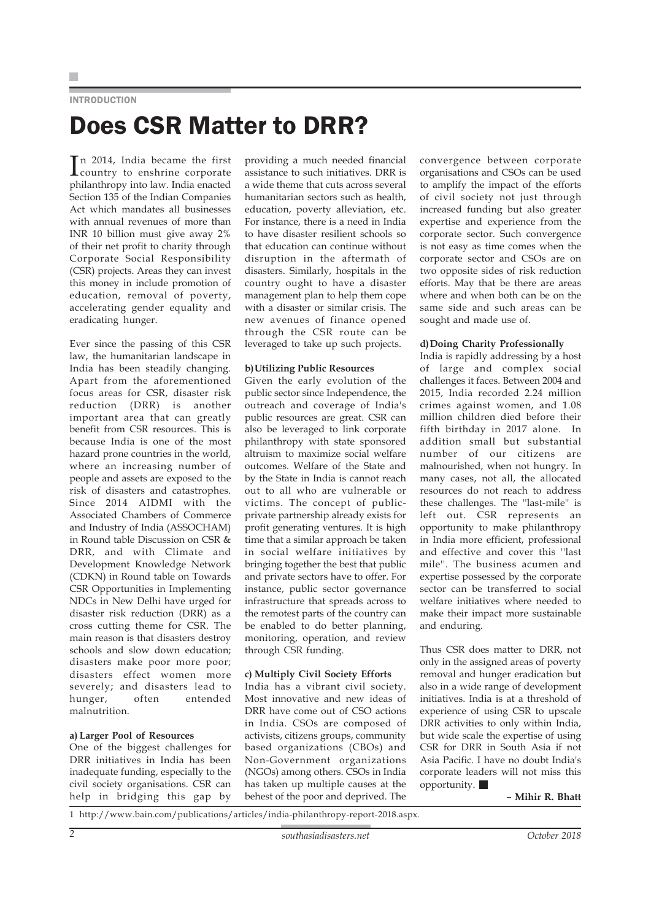INTRODUCTION

# Does CSR Matter to DRR?

In 2014, India became the first country to enshrine corporate philanthropy into law. India enacted Section 135 of the Indian Companies Act which mandates all businesses with annual revenues of more than INR 10 billion must give away 2% of their net profit to charity through Corporate Social Responsibility (CSR) projects. Areas they can invest this money in include promotion of education, removal of poverty, accelerating gender equality and eradicating hunger.

Ever since the passing of this CSR law, the humanitarian landscape in India has been steadily changing. Apart from the aforementioned focus areas for CSR, disaster risk reduction (DRR) is another important area that can greatly benefit from CSR resources. This is because India is one of the most hazard prone countries in the world, where an increasing number of people and assets are exposed to the risk of disasters and catastrophes. Since 2014 AIDMI with the Associated Chambers of Commerce and Industry of India (ASSOCHAM) in Round table Discussion on CSR & DRR, and with Climate and Development Knowledge Network (CDKN) in Round table on Towards CSR Opportunities in Implementing NDCs in New Delhi have urged for disaster risk reduction (DRR) as a cross cutting theme for CSR. The main reason is that disasters destroy schools and slow down education; disasters make poor more poor; disasters effect women more severely; and disasters lead to hunger, often entended malnutrition.

**a) Larger Pool of Resources**

One of the biggest challenges for DRR initiatives in India has been inadequate funding, especially to the civil society organisations. CSR can help in bridging this gap by providing a much needed financial assistance to such initiatives. DRR is a wide theme that cuts across several humanitarian sectors such as health, education, poverty alleviation, etc. For instance, there is a need in India to have disaster resilient schools so that education can continue without disruption in the aftermath of disasters. Similarly, hospitals in the country ought to have a disaster management plan to help them cope with a disaster or similar crisis. The new avenues of finance opened through the CSR route can be leveraged to take up such projects.

**b) Utilizing Public Resources**

Given the early evolution of the public sector since Independence, the outreach and coverage of India's public resources are great. CSR can also be leveraged to link corporate philanthropy with state sponsored altruism to maximize social welfare outcomes. Welfare of the State and by the State in India is cannot reach out to all who are vulnerable or victims. The concept of public-private partnership already exists for profit generating ventures. It is high time that a similar approach be taken in social welfare initiatives by bringing together the best that public and private sectors have to offer. For instance, public sector governance infrastructure that spreads across to the remotest parts of the country can be enabled to do better planning, monitoring, operation, and review through CSR funding.

**c) Multiply Civil Society Efforts**

India has a vibrant civil society. Most innovative and new ideas of DRR have come out of CSO actions in India. CSOs are composed of activists, citizens groups, community based organizations (CBOs) and Non-Government organizations (NGOs) among others. CSOs in India has taken up multiple causes at the behest of the poor and deprived. The convergence between corporate organisations and CSOs can be used to amplify the impact of the efforts of civil society not just through increased funding but also greater expertise and experience from the corporate sector. Such convergence is not easy as time comes when the corporate sector and CSOs are on two opposite sides of risk reduction efforts. May that be there are areas where and when both can be on the same side and such areas can be sought and made use of.

**d) Doing Charity Professionally**

India is rapidly addressing by a host of large and complex social challenges it faces. Between 2004 and 2015, India recorded 2.24 million crimes against women, and 1.08 million children died before their fifth birthday in 2017 alone. In addition small but substantial number of our citizens are malnourished, when not hungry. In many cases, not all, the allocated resources do not reach to address these challenges. The "last-mile" is left out. CSR represents an opportunity to make philanthropy in India more efficient, professional and effective and cover this "last mile". The business acumen and expertise possessed by the corporate sector can be transferred to social welfare initiatives where needed to make their impact more sustainable and enduring.

Thus CSR does matter to DRR, not only in the assigned areas of poverty removal and hunger eradication but also in a wide range of development initiatives. India is at a threshold of experience of using CSR to upscale DRR activities to only within India, but wide scale the expertise of using CSR for DRR in South Asia if not Asia Pacific. I have no doubt India's corporate leaders will not miss this opportunity. ■

**– Mihir R. Bhatt**

1 http://www.bain.com/publications/articles/india-philanthropy-report-2018.aspx.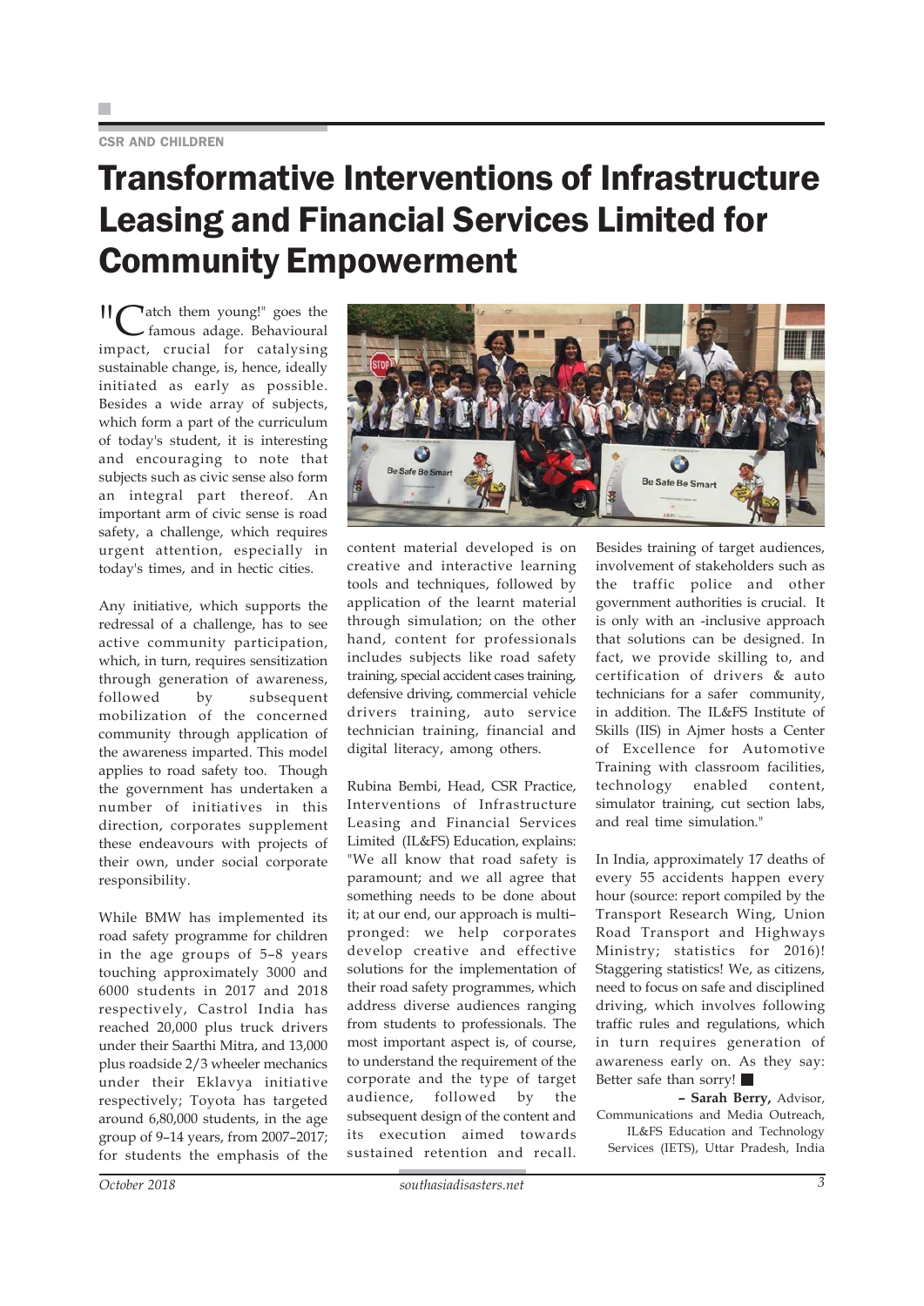CSR AND CHILDREN

# Transformative Interventions of Infrastructure Leasing and Financial Services Limited for Community Empowerment

"Catch them young!" goes the famous adage. Behavioural impact, crucial for catalysing sustainable change, is, hence, ideally initiated as early as possible. Besides a wide array of subjects, which form a part of the curriculum of today's student, it is interesting and encouraging to note that subjects such as civic sense also form an integral part thereof. An important arm of civic sense is road safety, a challenge, which requires urgent attention, especially in today's times, and in hectic cities.

Any initiative, which supports the redressal of a challenge, has to see active community participation, which, in turn, requires sensitization through generation of awareness, followed by subsequent mobilization of the concerned community through application of the awareness imparted. This model applies to road safety too. Though the government has undertaken a number of initiatives in this direction, corporates supplement these endeavours with projects of their own, under social corporate responsibility.

While BMW has implemented its road safety programme for children in the age groups of 5–8 years touching approximately 3000 and 6000 students in 2017 and 2018 respectively, Castrol India has reached 20,000 plus truck drivers under their Saarthi Mitra, and 13,000 plus roadside 2/3 wheeler mechanics under their Eklavya initiative respectively; Toyota has targeted around 6,80,000 students, in the age group of 9–14 years, from 2007–2017; for students the emphasis of the content material developed is on creative and interactive learning tools and techniques, followed by application of the learnt material through simulation; on the other hand, content for professionals includes subjects like road safety training, special accident cases training, defensive driving, commercial vehicle drivers training, auto service technician training, financial and digital literacy, among others.

Rubina Bembi, Head, CSR Practice, Interventions of Infrastructure Leasing and Financial Services Limited (IL&FS) Education, explains: "We all know that road safety is paramount; and we all agree that something needs to be done about it; at our end, our approach is multi–pronged: we help corporates develop creative and effective solutions for the implementation of their road safety programmes, which address diverse audiences ranging from students to professionals. The most important aspect is, of course, to understand the requirement of the corporate and the type of target audience, followed by the subsequent design of the content and its execution aimed towards sustained retention and recall. Besides training of target audiences, involvement of stakeholders such as the traffic police and other government authorities is crucial. It is only with an -inclusive approach that solutions can be designed. In fact, we provide skilling to, and certification of drivers & auto technicians for a safer community, in addition. The IL&FS Institute of Skills (IIS) in Ajmer hosts a Center of Excellence for Automotive Training with classroom facilities, technology enabled content, simulator training, cut section labs, and real time simulation."

In India, approximately 17 deaths of every 55 accidents happen every hour (source: report compiled by the Transport Research Wing, Union Road Transport and Highways Ministry; statistics for 2016)! Staggering statistics! We, as citizens, need to focus on safe and disciplined driving, which involves following traffic rules and regulations, which in turn requires generation of awareness early on. As they say: Better safe than sorry! ■

**– Sarah Berry,** Advisor, Communications and Media Outreach, IL&FS Education and Technology Services (IETS), Uttar Pradesh, India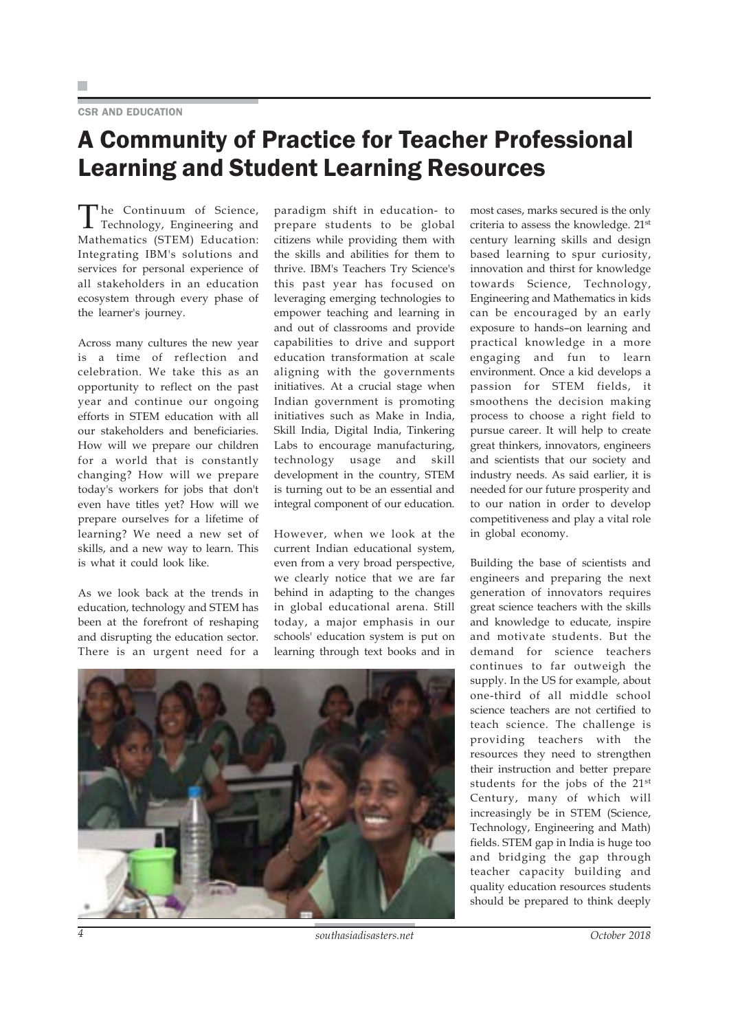CSR AND EDUCATION

# A Community of Practice for Teacher Professional Learning and Student Learning Resources

The Continuum of Science, Technology, Engineering and Mathematics (STEM) Education: Integrating IBM's solutions and services for personal experience of all stakeholders in an education ecosystem through every phase of the learner's journey.

Across many cultures the new year is a time of reflection and celebration. We take this as an opportunity to reflect on the past year and continue our ongoing efforts in STEM education with all our stakeholders and beneficiaries. How will we prepare our children for a world that is constantly changing? How will we prepare today's workers for jobs that don't even have titles yet? How will we prepare ourselves for a lifetime of learning? We need a new set of skills, and a new way to learn. This is what it could look like.

As we look back at the trends in education, technology and STEM has been at the forefront of reshaping and disrupting the education sector. There is an urgent need for a paradigm shift in education- to prepare students to be global citizens while providing them with the skills and abilities for them to thrive. IBM's Teachers Try Science's this past year has focused on leveraging emerging technologies to empower teaching and learning in and out of classrooms and provide capabilities to drive and support education transformation at scale aligning with the governments initiatives. At a crucial stage when Indian government is promoting initiatives such as Make in India, Skill India, Digital India, Tinkering Labs to encourage manufacturing, technology usage and skill development in the country, STEM is turning out to be an essential and integral component of our education.

However, when we look at the current Indian educational system, even from a very broad perspective, we clearly notice that we are far behind in adapting to the changes in global educational arena. Still today, a major emphasis in our schools' education system is put on learning through text books and in most cases, marks secured is the only criteria to assess the knowledge. 21st century learning skills and design based learning to spur curiosity, innovation and thirst for knowledge towards Science, Technology, Engineering and Mathematics in kids can be encouraged by an early exposure to hands–on learning and practical knowledge in a more engaging and fun to learn environment. Once a kid develops a passion for STEM fields, it smoothens the decision making process to choose a right field to pursue career. It will help to create great thinkers, innovators, engineers and scientists that our society and industry needs. As said earlier, it is needed for our future prosperity and to our nation in order to develop competitiveness and play a vital role in global economy.

Building the base of scientists and engineers and preparing the next generation of innovators requires great science teachers with the skills and knowledge to educate, inspire and motivate students. But the demand for science teachers continues to far outweigh the supply. In the US for example, about one-third of all middle school science teachers are not certified to teach science. The challenge is providing teachers with the resources they need to strengthen their instruction and better prepare students for the jobs of the 21st Century, many of which will increasingly be in STEM (Science, Technology, Engineering and Math) fields. STEM gap in India is huge too and bridging the gap through teacher capacity building and quality education resources students should be prepared to think deeply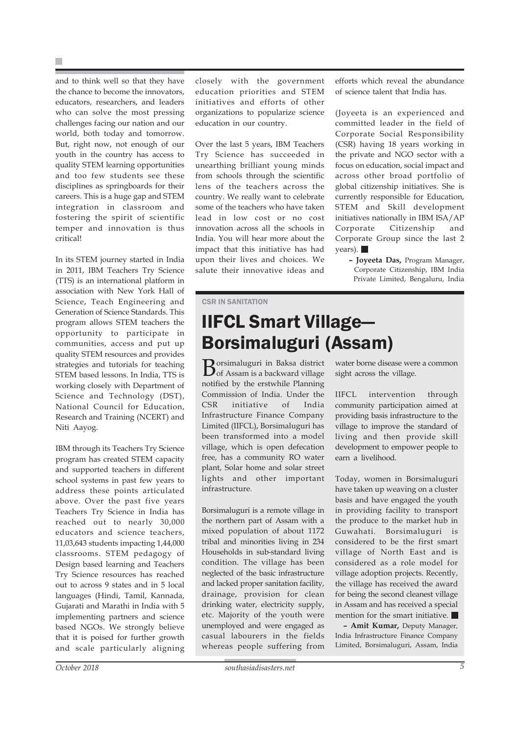and to think well so that they have the chance to become the innovators, educators, researchers, and leaders who can solve the most pressing challenges facing our nation and our world, both today and tomorrow. But, right now, not enough of our youth in the country has access to quality STEM learning opportunities and too few students see these disciplines as springboards for their careers. This is a huge gap and STEM integration in classroom and fostering the spirit of scientific temper and innovation is thus critical!

In its STEM journey started in India in 2011, IBM Teachers Try Science (TTS) is an international platform in association with New York Hall of Science, Teach Engineering and Generation of Science Standards. This program allows STEM teachers the opportunity to participate in communities, access and put up quality STEM resources and provides strategies and tutorials for teaching STEM based lessons. In India, TTS is working closely with Department of Science and Technology (DST), National Council for Education, Research and Training (NCERT) and Niti Aayog.

IBM through its Teachers Try Science program has created STEM capacity and supported teachers in different school systems in past few years to address these points articulated above. Over the past five years Teachers Try Science in India has reached out to nearly 30,000 educators and science teachers, 11,03,643 students impacting 1,44,000 classrooms. STEM pedagogy of Design based learning and Teachers Try Science resources has reached out to across 9 states and in 5 local languages (Hindi, Tamil, Kannada, Gujarati and Marathi in India with 5 implementing partners and science based NGOs. We strongly believe that it is poised for further growth and scale particularly aligning closely with the government education priorities and STEM initiatives and efforts of other organizations to popularize science education in our country.

Over the last 5 years, IBM Teachers Try Science has succeeded in unearthing brilliant young minds from schools through the scientific lens of the teachers across the country. We really want to celebrate some of the teachers who have taken lead in low cost or no cost innovation across all the schools in India. You will hear more about the impact that this initiative has had upon their lives and choices. We salute their innovative ideas and efforts which reveal the abundance of science talent that India has.

(Joyeeta is an experienced and committed leader in the field of Corporate Social Responsibility (CSR) having 18 years working in the private and NGO sector with a focus on education, social impact and across other broad portfolio of global citizenship initiatives. She is currently responsible for Education, STEM and Skill development initiatives nationally in IBM ISA/AP Corporate Citizenship and Corporate Group since the last 2 years). ■

**– Joyeeta Das,** Program Manager, Corporate Citizenship, IBM India Private Limited, Bengaluru, India

CSR IN SANITATION

# IIFCL Smart Village—Borsimaluguri (Assam)

Borsimaluguri in Baksa district of Assam is a backward village notified by the erstwhile Planning Commission of India. Under the CSR initiative of India Infrastructure Finance Company Limited (IIFCL), Borsimaluguri has been transformed into a model village, which is open defecation free, has a community RO water plant, Solar home and solar street lights and other important infrastructure.

Borsimaluguri is a remote village in the northern part of Assam with a mixed population of about 1172 tribal and minorities living in 234 Households in sub-standard living condition. The village has been neglected of the basic infrastructure and lacked proper sanitation facility, drainage, provision for clean drinking water, electricity supply, etc. Majority of the youth were unemployed and were engaged as casual labourers in the fields whereas people suffering from water borne disease were a common sight across the village.

IIFCL intervention through community participation aimed at providing basis infrastructure to the village to improve the standard of living and then provide skill development to empower people to earn a livelihood.

Today, women in Borsimaluguri have taken up weaving on a cluster basis and have engaged the youth in providing facility to transport the produce to the market hub in Guwahati. Borsimaluguri is considered to be the first smart village of North East and is considered as a role model for village adoption projects. Recently, the village has received the award for being the second cleanest village in Assam and has received a special mention for the smart initiative. ■

**– Amit Kumar,** Deputy Manager, India Infrastructure Finance Company Limited, Borsimaluguri, Assam, India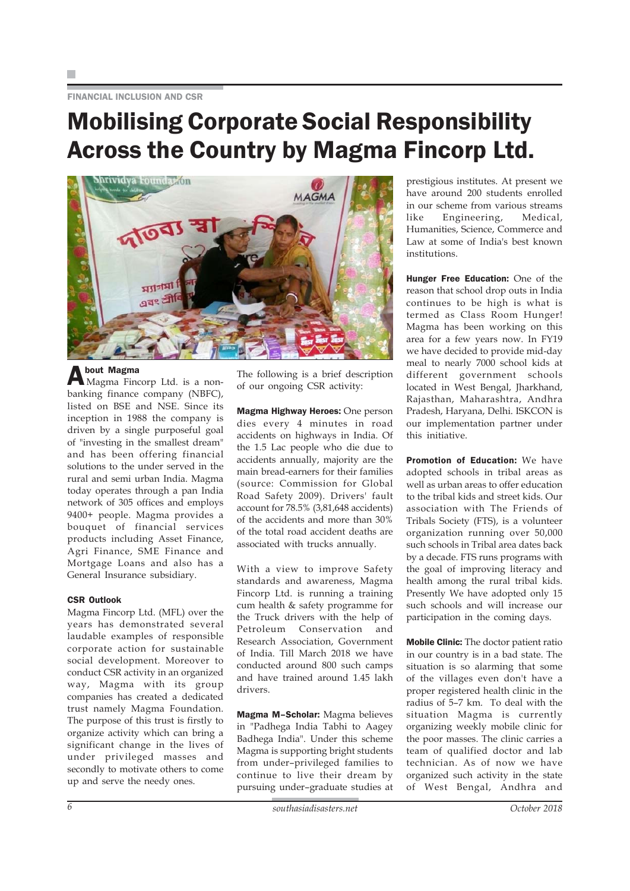FINANCIAL INCLUSION AND CSR

# Mobilising Corporate Social Responsibility Across the Country by Magma Fincorp Ltd.

### About Magma

Magma Fincorp Ltd. is a non-banking finance company (NBFC), listed on BSE and NSE. Since its inception in 1988 the company is driven by a single purposeful goal of "investing in the smallest dream" and has been offering financial solutions to the under served in the rural and semi urban India. Magma today operates through a pan India network of 305 offices and employs 9400+ people. Magma provides a bouquet of financial services products including Asset Finance, Agri Finance, SME Finance and Mortgage Loans and also has a General Insurance subsidiary.

### CSR Outlook

Magma Fincorp Ltd. (MFL) over the years has demonstrated several laudable examples of responsible corporate action for sustainable social development. Moreover to conduct CSR activity in an organized way, Magma with its group companies has created a dedicated trust namely Magma Foundation. The purpose of this trust is firstly to organize activity which can bring a significant change in the lives of under privileged masses and secondly to motivate others to come up and serve the needy ones.

The following is a brief description of our ongoing CSR activity:

**Magma Highway Heroes:** One person dies every 4 minutes in road accidents on highways in India. Of the 1.5 Lac people who die due to accidents annually, majority are the main bread-earners for their families (source: Commission for Global Road Safety 2009). Drivers' fault account for 78.5% (3,81,648 accidents) of the accidents and more than 30% of the total road accident deaths are associated with trucks annually.

With a view to improve Safety standards and awareness, Magma Fincorp Ltd. is running a training cum health & safety programme for the Truck drivers with the help of Petroleum Conservation and Research Association, Government of India. Till March 2018 we have conducted around 800 such camps and have trained around 1.45 lakh drivers.

**Magma M–Scholar:** Magma believes in "Padhega India Tabhi to Aagey Badhega India". Under this scheme Magma is supporting bright students from under–privileged families to continue to live their dream by pursuing under–graduate studies at prestigious institutes. At present we have around 200 students enrolled in our scheme from various streams like Engineering, Medical, Humanities, Science, Commerce and Law at some of India's best known institutions.

**Hunger Free Education:** One of the reason that school drop outs in India continues to be high is what is termed as Class Room Hunger! Magma has been working on this area for a few years now. In FY19 we have decided to provide mid-day meal to nearly 7000 school kids at different government schools located in West Bengal, Jharkhand, Rajasthan, Maharashtra, Andhra Pradesh, Haryana, Delhi. ISKCON is our implementation partner under this initiative.

**Promotion of Education:** We have adopted schools in tribal areas as well as urban areas to offer education to the tribal kids and street kids. Our association with The Friends of Tribals Society (FTS), is a volunteer organization running over 50,000 such schools in Tribal area dates back by a decade. FTS runs programs with the goal of improving literacy and health among the rural tribal kids. Presently We have adopted only 15 such schools and will increase our participation in the coming days.

**Mobile Clinic:** The doctor patient ratio in our country is in a bad state. The situation is so alarming that some of the villages even don't have a proper registered health clinic in the radius of 5–7 km. To deal with the situation Magma is currently organizing weekly mobile clinic for the poor masses. The clinic carries a team of qualified doctor and lab technician. As of now we have organized such activity in the state of West Bengal, Andhra and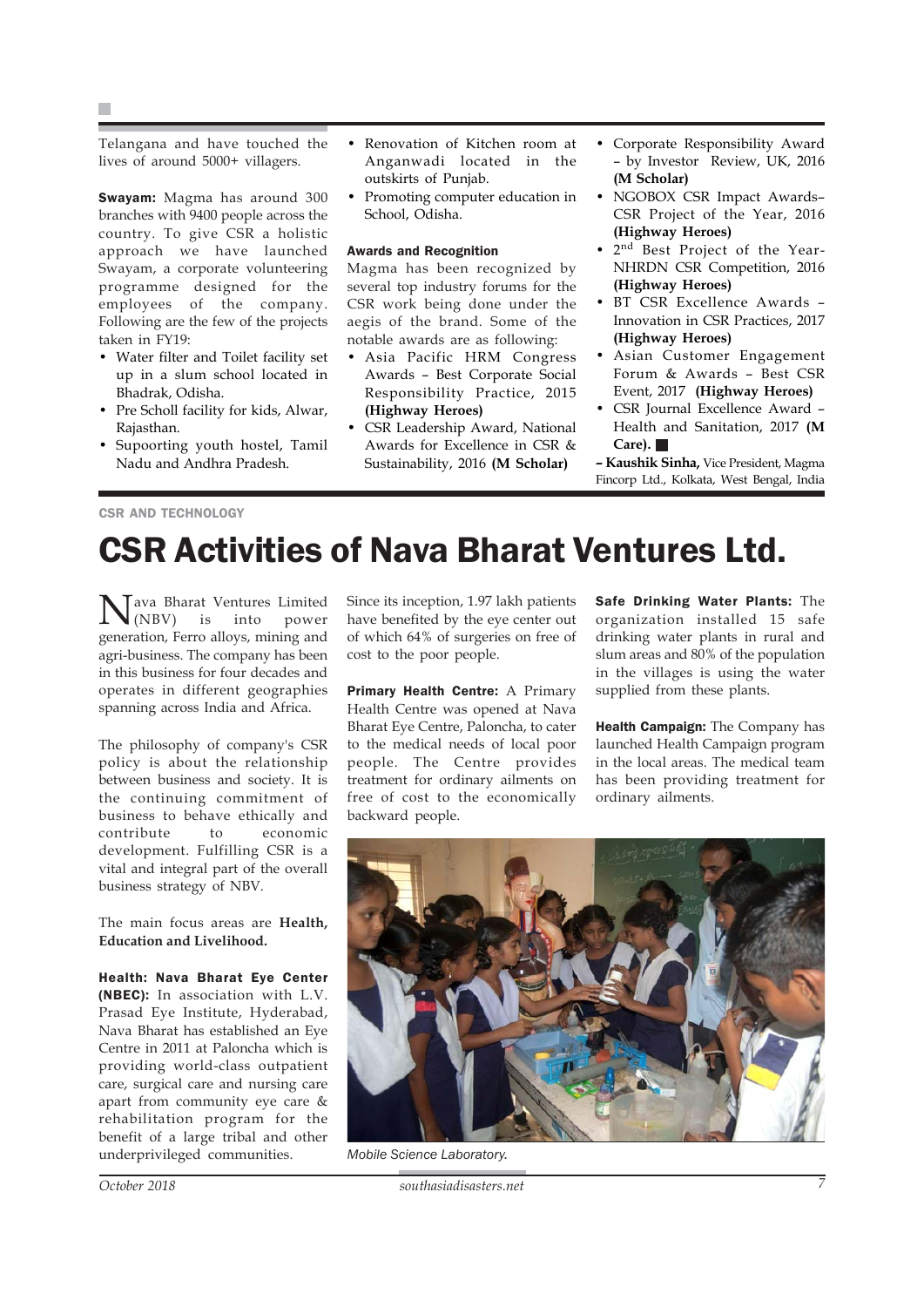Telangana and have touched the lives of around 5000+ villagers.

**Swayam:** Magma has around 300 branches with 9400 people across the country. To give CSR a holistic approach we have launched Swayam, a corporate volunteering programme designed for the employees of the company. Following are the few of the projects taken in FY19:

- Water filter and Toilet facility set up in a slum school located in Bhadrak, Odisha.
- Pre Scholl facility for kids, Alwar, Rajasthan.
- Supoorting youth hostel, Tamil Nadu and Andhra Pradesh.
- Renovation of Kitchen room at Anganwadi located in the outskirts of Punjab.
- Promoting computer education in School, Odisha.

**Awards and Recognition**

Magma has been recognized by several top industry forums for the CSR work being done under the aegis of the brand. Some of the notable awards are as following:

- Asia Pacific HRM Congress Awards – Best Corporate Social Responsibility Practice, 2015 **(Highway Heroes)**
- CSR Leadership Award, National Awards for Excellence in CSR & Sustainability, 2016 **(M Scholar)**
- Corporate Responsibility Award – by Investor Review, UK, 2016 **(M Scholar)**
- NGOBOX CSR Impact Awards– CSR Project of the Year, 2016 **(Highway Heroes)**
- 2nd Best Project of the Year- NHRDN CSR Competition, 2016 **(Highway Heroes)**
- BT CSR Excellence Awards – Innovation in CSR Practices, 2017 **(Highway Heroes)**
- Asian Customer Engagement Forum & Awards – Best CSR Event, 2017 **(Highway Heroes)**
- CSR Journal Excellence Award – Health and Sanitation, 2017 **(M Care).**

**– Kaushik Sinha,** Vice President, Magma Fincorp Ltd., Kolkata, West Bengal, India

CSR AND TECHNOLOGY

# CSR Activities of Nava Bharat Ventures Ltd.

Nava Bharat Ventures Limited (NBV) is into power generation, Ferro alloys, mining and agri-business. The company has been in this business for four decades and operates in different geographies spanning across India and Africa.

The philosophy of company's CSR policy is about the relationship between business and society. It is the continuing commitment of business to behave ethically and contribute to economic development. Fulfilling CSR is a vital and integral part of the overall business strategy of NBV.

The main focus areas are **Health, Education and Livelihood.**

**Health: Nava Bharat Eye Center (NBEC):** In association with L.V. Prasad Eye Institute, Hyderabad, Nava Bharat has established an Eye Centre in 2011 at Paloncha which is providing world-class outpatient care, surgical care and nursing care apart from community eye care & rehabilitation program for the benefit of a large tribal and other underprivileged communities. Since its inception, 1.97 lakh patients have benefited by the eye center out of which 64% of surgeries on free of cost to the poor people.

**Primary Health Centre:** A Primary Health Centre was opened at Nava Bharat Eye Centre, Paloncha, to cater to the medical needs of local poor people. The Centre provides treatment for ordinary ailments on free of cost to the economically backward people.

**Safe Drinking Water Plants:** The organization installed 15 safe drinking water plants in rural and slum areas and 80% of the population in the villages is using the water supplied from these plants.

**Health Campaign:** The Company has launched Health Campaign program in the local areas. The medical team has been providing treatment for ordinary ailments.

*Mobile Science Laboratory.*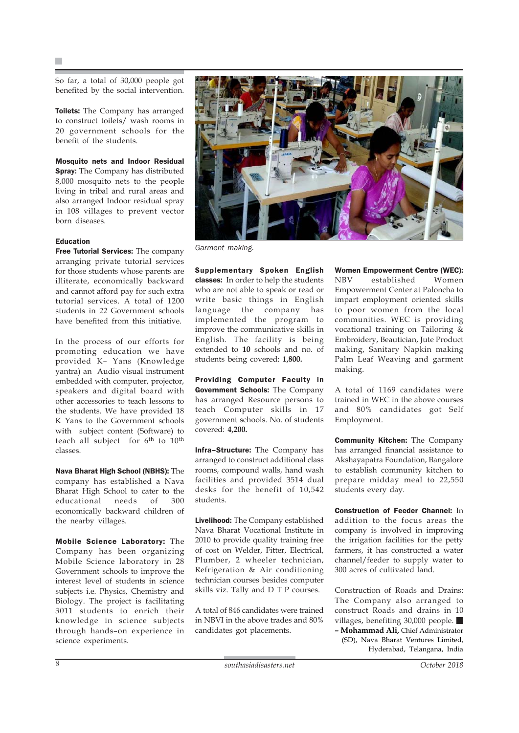So far, a total of 30,000 people got benefited by the social intervention.

**Toilets:** The Company has arranged to construct toilets/ wash rooms in 20 government schools for the benefit of the students.

**Mosquito nets and Indoor Residual Spray:** The Company has distributed 8,000 mosquito nets to the people living in tribal and rural areas and also arranged Indoor residual spray in 108 villages to prevent vector born diseases.

**Education**

**Free Tutorial Services:** The company arranging private tutorial services for those students whose parents are illiterate, economically backward and cannot afford pay for such extra tutorial services. A total of 1200 students in 22 Government schools have benefited from this initiative.

In the process of our efforts for promoting education we have provided K– Yans (Knowledge yantra) an Audio visual instrument embedded with computer, projector, speakers and digital board with other accessories to teach lessons to the students. We have provided 18 K Yans to the Government schools with subject content (Software) to teach all subject for 6th to 10th classes.

**Nava Bharat High School (NBHS):** The company has established a Nava Bharat High School to cater to the educational needs of 300 economically backward children of the nearby villages.

**Mobile Science Laboratory:** The Company has been organizing Mobile Science laboratory in 28 Government schools to improve the interest level of students in science subjects i.e. Physics, Chemistry and Biology. The project is facilitating 3011 students to enrich their knowledge in science subjects through hands–on experience in science experiments.

*Garment making.*

**Supplementary Spoken English classes:** In order to help the students who are not able to speak or read or write basic things in English language the company has implemented the program to improve the communicative skills in English. The facility is being extended to **10** schools and no. of students being covered: **1,800.**

**Providing Computer Faculty in Government Schools:** The Company has arranged Resource persons to teach Computer skills in 17 government schools. No. of students covered: **4,200.**

**Infra–Structure:** The Company has arranged to construct additional class rooms, compound walls, hand wash facilities and provided 3514 dual desks for the benefit of 10,542 students.

**Livelihood:** The Company established Nava Bharat Vocational Institute in 2010 to provide quality training free of cost on Welder, Fitter, Electrical, Plumber, 2 wheeler technician, Refrigeration & Air conditioning technician courses besides computer skills viz. Tally and D T P courses.

A total of 846 candidates were trained in NBVI in the above trades and 80% candidates got placements.

**Women Empowerment Centre (WEC):** NBV established Women Empowerment Center at Paloncha to impart employment oriented skills to poor women from the local communities. WEC is providing vocational training on Tailoring & Embroidery, Beautician, Jute Product making, Sanitary Napkin making Palm Leaf Weaving and garment making.

A total of 1169 candidates were trained in WEC in the above courses and 80% candidates got Self Employment.

**Community Kitchen:** The Company has arranged financial assistance to Akshayapatra Foundation, Bangalore to establish community kitchen to prepare midday meal to 22,550 students every day.

**Construction of Feeder Channel:** In addition to the focus areas the company is involved in improving the irrigation facilities for the petty farmers, it has constructed a water channel/feeder to supply water to 300 acres of cultivated land.

Construction of Roads and Drains: The Company also arranged to construct Roads and drains in 10 villages, benefiting 30,000 people. ■

**– Mohammad Ali,** Chief Administrator (SD), Nava Bharat Ventures Limited, Hyderabad, Telangana, India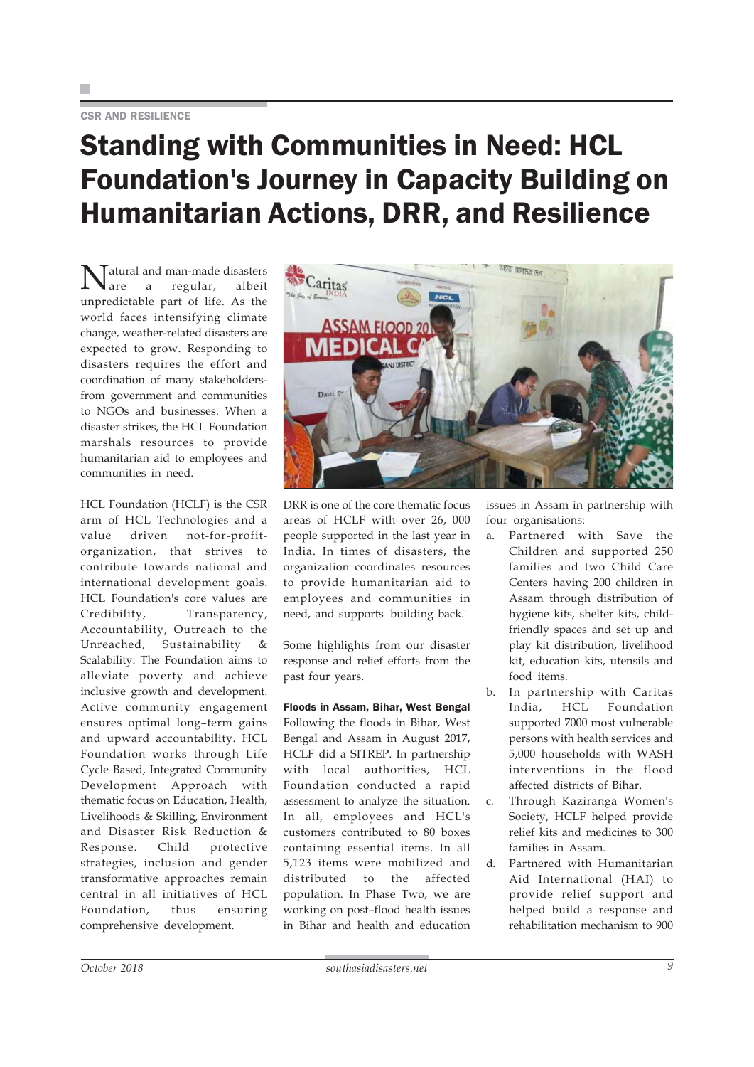CSR AND RESILIENCE

# Standing with Communities in Need: HCL Foundation's Journey in Capacity Building on Humanitarian Actions, DRR, and Resilience

Natural and man-made disasters are a regular, albeit unpredictable part of life. As the world faces intensifying climate change, weather-related disasters are expected to grow. Responding to disasters requires the effort and coordination of many stakeholders- from government and communities to NGOs and businesses. When a disaster strikes, the HCL Foundation marshals resources to provide humanitarian aid to employees and communities in need.

HCL Foundation (HCLF) is the CSR arm of HCL Technologies and a value driven not-for-profit-organization, that strives to contribute towards national and international development goals. HCL Foundation's core values are Credibility, Transparency, Accountability, Outreach to the Unreached, Sustainability & Scalability. The Foundation aims to alleviate poverty and achieve inclusive growth and development. Active community engagement ensures optimal long–term gains and upward accountability. HCL Foundation works through Life Cycle Based, Integrated Community Development Approach with thematic focus on Education, Health, Livelihoods & Skilling, Environment and Disaster Risk Reduction & Response. Child protective strategies, inclusion and gender transformative approaches remain central in all initiatives of HCL Foundation, thus ensuring comprehensive development.

DRR is one of the core thematic focus areas of HCLF with over 26, 000 people supported in the last year in India. In times of disasters, the organization coordinates resources to provide humanitarian aid to employees and communities in need, and supports 'building back.'

Some highlights from our disaster response and relief efforts from the past four years.

**Floods in Assam, Bihar, West Bengal**

Following the floods in Bihar, West Bengal and Assam in August 2017, HCLF did a SITREP. In partnership with local authorities, HCL Foundation conducted a rapid assessment to analyze the situation. In all, employees and HCL's customers contributed to 80 boxes containing essential items. In all 5,123 items were mobilized and distributed to the affected population. In Phase Two, we are working on post–flood health issues in Bihar and health and education issues in Assam in partnership with four organisations:

a. Partnered with Save the Children and supported 250 families and two Child Care Centers having 200 children in Assam through distribution of hygiene kits, shelter kits, child-friendly spaces and set up and play kit distribution, livelihood kit, education kits, utensils and food items.

b. In partnership with Caritas India, HCL Foundation supported 7000 most vulnerable persons with health services and 5,000 households with WASH interventions in the flood affected districts of Bihar.

c. Through Kaziranga Women's Society, HCLF helped provide relief kits and medicines to 300 families in Assam.

d. Partnered with Humanitarian Aid International (HAI) to provide relief support and helped build a response and rehabilitation mechanism to 900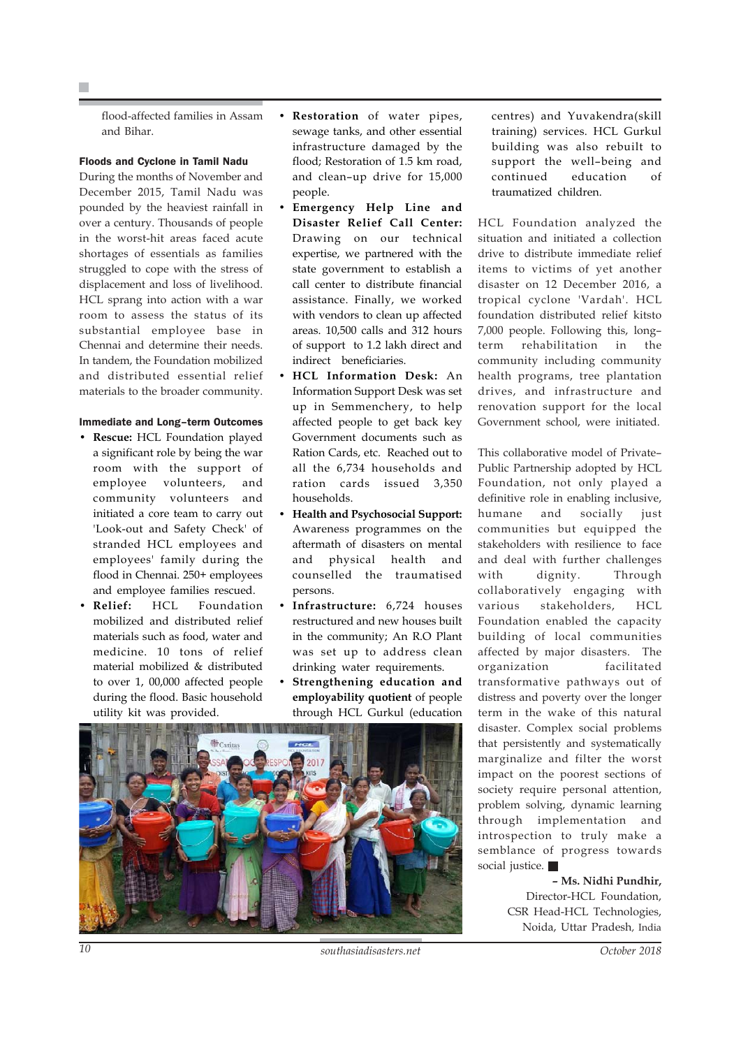flood-affected families in Assam and Bihar.

### Floods and Cyclone in Tamil Nadu

During the months of November and December 2015, Tamil Nadu was pounded by the heaviest rainfall in over a century. Thousands of people in the worst-hit areas faced acute shortages of essentials as families struggled to cope with the stress of displacement and loss of livelihood. HCL sprang into action with a war room to assess the status of its substantial employee base in Chennai and determine their needs. In tandem, the Foundation mobilized and distributed essential relief materials to the broader community.

### Immediate and Long–term Outcomes

- **Rescue:** HCL Foundation played a significant role by being the war room with the support of employee volunteers, and community volunteers and initiated a core team to carry out 'Look-out and Safety Check' of stranded HCL employees and employees' family during the flood in Chennai. 250+ employees and employee families rescued.
- **Relief:** HCL Foundation mobilized and distributed relief materials such as food, water and medicine. 10 tons of relief material mobilized & distributed to over 1, 00,000 affected people during the flood. Basic household utility kit was provided.
- **Restoration** of water pipes, sewage tanks, and other essential infrastructure damaged by the flood; Restoration of 1.5 km road, and clean–up drive for 15,000 people.
- **Emergency Help Line and Disaster Relief Call Center:** Drawing on our technical expertise, we partnered with the state government to establish a call center to distribute financial assistance. Finally, we worked with vendors to clean up affected areas. 10,500 calls and 312 hours of support to 1.2 lakh direct and indirect beneficiaries.
- **HCL Information Desk:** An Information Support Desk was set up in Semmenchery, to help affected people to get back key Government documents such as Ration Cards, etc. Reached out to all the 6,734 households and ration cards issued 3,350 households.
- **Health and Psychosocial Support:** Awareness programmes on the aftermath of disasters on mental and physical health and counselled the traumatised persons.
- **Infrastructure:** 6,724 houses restructured and new houses built in the community; An R.O Plant was set up to address clean drinking water requirements.
- **Strengthening education and employability quotient** of people through HCL Gurkul (education centres) and Yuvakendra(skill training) services. HCL Gurkul building was also rebuilt to support the well–being and continued education of traumatized children.

HCL Foundation analyzed the situation and initiated a collection drive to distribute immediate relief items to victims of yet another disaster on 12 December 2016, a tropical cyclone 'Vardah'. HCL foundation distributed relief kitsto 7,000 people. Following this, long–term rehabilitation in the community including community health programs, tree plantation drives, and infrastructure and renovation support for the local Government school, were initiated.

This collaborative model of Private–Public Partnership adopted by HCL Foundation, not only played a definitive role in enabling inclusive, humane and socially just communities but equipped the stakeholders with resilience to face and deal with further challenges with dignity. Through collaboratively engaging with various stakeholders, HCL Foundation enabled the capacity building of local communities affected by major disasters. The organization facilitated transformative pathways out of distress and poverty over the longer term in the wake of this natural disaster. Complex social problems that persistently and systematically marginalize and filter the worst impact on the poorest sections of society require personal attention, problem solving, dynamic learning through implementation and introspection to truly make a semblance of progress towards social justice. ■

**– Ms. Nidhi Pundhir,**
Director-HCL Foundation,
CSR Head-HCL Technologies,
Noida, Uttar Pradesh, India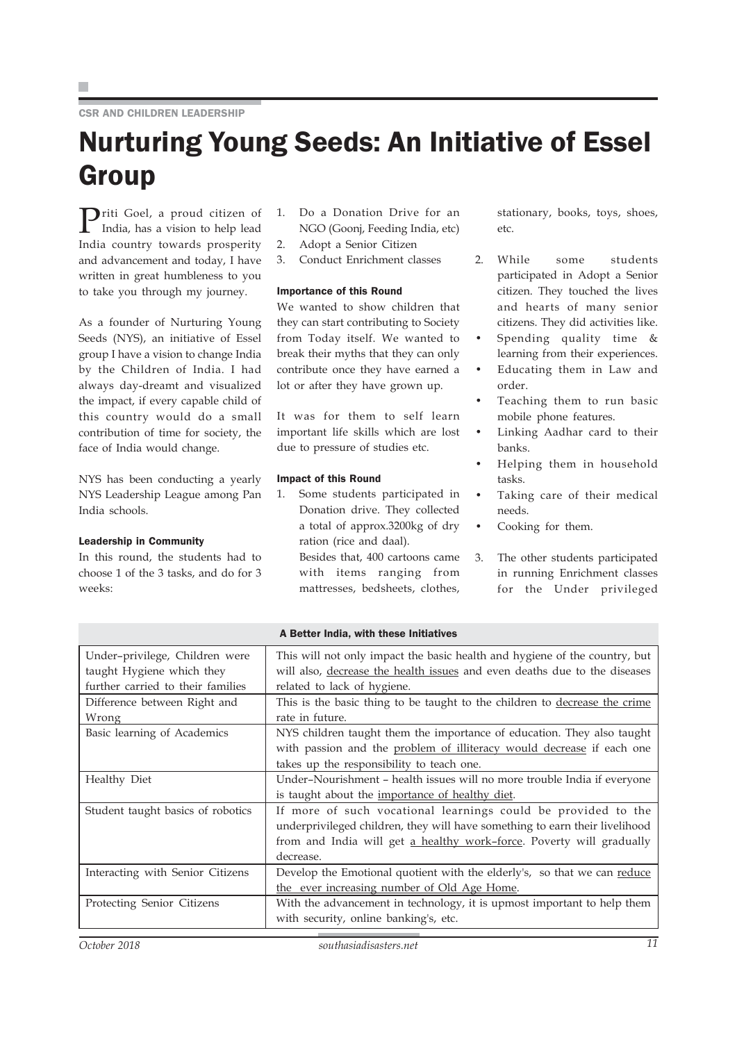CSR AND CHILDREN LEADERSHIP

# Nurturing Young Seeds: An Initiative of Essel Group

Priti Goel, a proud citizen of India, has a vision to help lead India country towards prosperity and advancement and today, I have written in great humbleness to you to take you through my journey.

As a founder of Nurturing Young Seeds (NYS), an initiative of Essel group I have a vision to change India by the Children of India. I had always day-dreamt and visualized the impact, if every capable child of this country would do a small contribution of time for society, the face of India would change.

NYS has been conducting a yearly NYS Leadership League among Pan India schools.

#### Leadership in Community

In this round, the students had to choose 1 of the 3 tasks, and do for 3 weeks:

1. Do a Donation Drive for an NGO (Goonj, Feeding India, etc)
2. Adopt a Senior Citizen
3. Conduct Enrichment classes

#### Importance of this Round

We wanted to show children that they can start contributing to Society from Today itself. We wanted to break their myths that they can only contribute once they have earned a lot or after they have grown up.

It was for them to self learn important life skills which are lost due to pressure of studies etc.

#### Impact of this Round

1. Some students participated in Donation drive. They collected a total of approx.3200kg of dry ration (rice and daal).
   Besides that, 400 cartoons came with items ranging from mattresses, bedsheets, clothes, stationary, books, toys, shoes, etc.

2. While some students participated in Adopt a Senior citizen. They touched the lives and hearts of many senior citizens. They did activities like.
   - Spending quality time & learning from their experiences.
   - Educating them in Law and order.
   - Teaching them to run basic mobile phone features.
   - Linking Aadhar card to their banks.
   - Helping them in household tasks.
   - Taking care of their medical needs.
   - Cooking for them.

3. The other students participated in running Enrichment classes for the Under privileged

| A Better India, with these Initiatives | |
|---|---|
| Under–privilege, Children were taught Hygiene which they further carried to their families | This will not only impact the basic health and hygiene of the country, but will also, decrease the health issues and even deaths due to the diseases related to lack of hygiene. |
| Difference between Right and Wrong | This is the basic thing to be taught to the children to decrease the crime rate in future. |
| Basic learning of Academics | NYS children taught them the importance of education. They also taught with passion and the problem of illiteracy would decrease if each one takes up the responsibility to teach one. |
| Healthy Diet | Under–Nourishment – health issues will no more trouble India if everyone is taught about the importance of healthy diet. |
| Student taught basics of robotics | If more of such vocational learnings could be provided to the underprivileged children, they will have something to earn their livelihood from and India will get a healthy work–force. Poverty will gradually decrease. |
| Interacting with Senior Citizens | Develop the Emotional quotient with the elderly's, so that we can reduce the ever increasing number of Old Age Home. |
| Protecting Senior Citizens | With the advancement in technology, it is upmost important to help them with security, online banking's, etc. |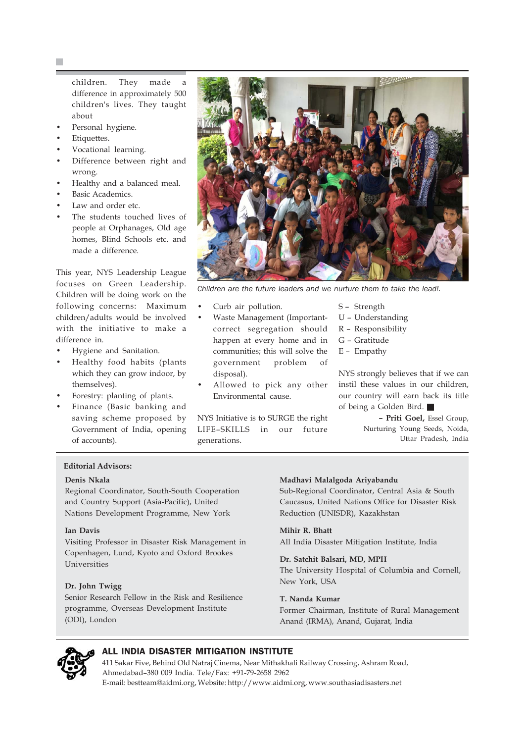children. They made a difference in approximately 500 children's lives. They taught about

- Personal hygiene.
- Etiquettes.
- Vocational learning.
- Difference between right and wrong.
- Healthy and a balanced meal.
- Basic Academics.
- Law and order etc.
- The students touched lives of people at Orphanages, Old age homes, Blind Schools etc. and made a difference.

This year, NYS Leadership League focuses on Green Leadership. Children will be doing work on the following concerns: Maximum children/adults would be involved with the initiative to make a difference in.

- Hygiene and Sanitation.
- Healthy food habits (plants which they can grow indoor, by themselves).
- Forestry: planting of plants.
- Finance (Basic banking and saving scheme proposed by Government of India, opening of accounts).

*Children are the future leaders and we nurture them to take the lead!.*

- Curb air pollution.
- Waste Management (Important- correct segregation should happen at every home and in communities; this will solve the government problem of disposal).
- Allowed to pick any other Environmental cause.

NYS Initiative is to SURGE the right LIFE-SKILLS in our future generations.

S – Strength
U – Understanding
R – Responsibility
G – Gratitude
E – Empathy

NYS strongly believes that if we can instil these values in our children, our country will earn back its title of being a Golden Bird. ■

**– Priti Goel,** Essel Group, Nurturing Young Seeds, Noida, Uttar Pradesh, India

---

**Editorial Advisors:**

**Denis Nkala**
Regional Coordinator, South-South Cooperation and Country Support (Asia-Pacific), United Nations Development Programme, New York

**Ian Davis**
Visiting Professor in Disaster Risk Management in Copenhagen, Lund, Kyoto and Oxford Brookes Universities

**Dr. John Twigg**
Senior Research Fellow in the Risk and Resilience programme, Overseas Development Institute (ODI), London

**Madhavi Malalgoda Ariyabandu**
Sub-Regional Coordinator, Central Asia & South Caucasus, United Nations Office for Disaster Risk Reduction (UNISDR), Kazakhstan

**Mihir R. Bhatt**
All India Disaster Mitigation Institute, India

**Dr. Satchit Balsari, MD, MPH**
The University Hospital of Columbia and Cornell, New York, USA

**T. Nanda Kumar**
Former Chairman, Institute of Rural Management Anand (IRMA), Anand, Gujarat, India

---

**ALL INDIA DISASTER MITIGATION INSTITUTE**
411 Sakar Five, Behind Old Natraj Cinema, Near Mithakhali Railway Crossing, Ashram Road, Ahmedabad–380 009 India. Tele/Fax: +91-79-2658 2962
E-mail: bestteam@aidmi.org, Website: http://www.aidmi.org, www.southasiadisasters.net